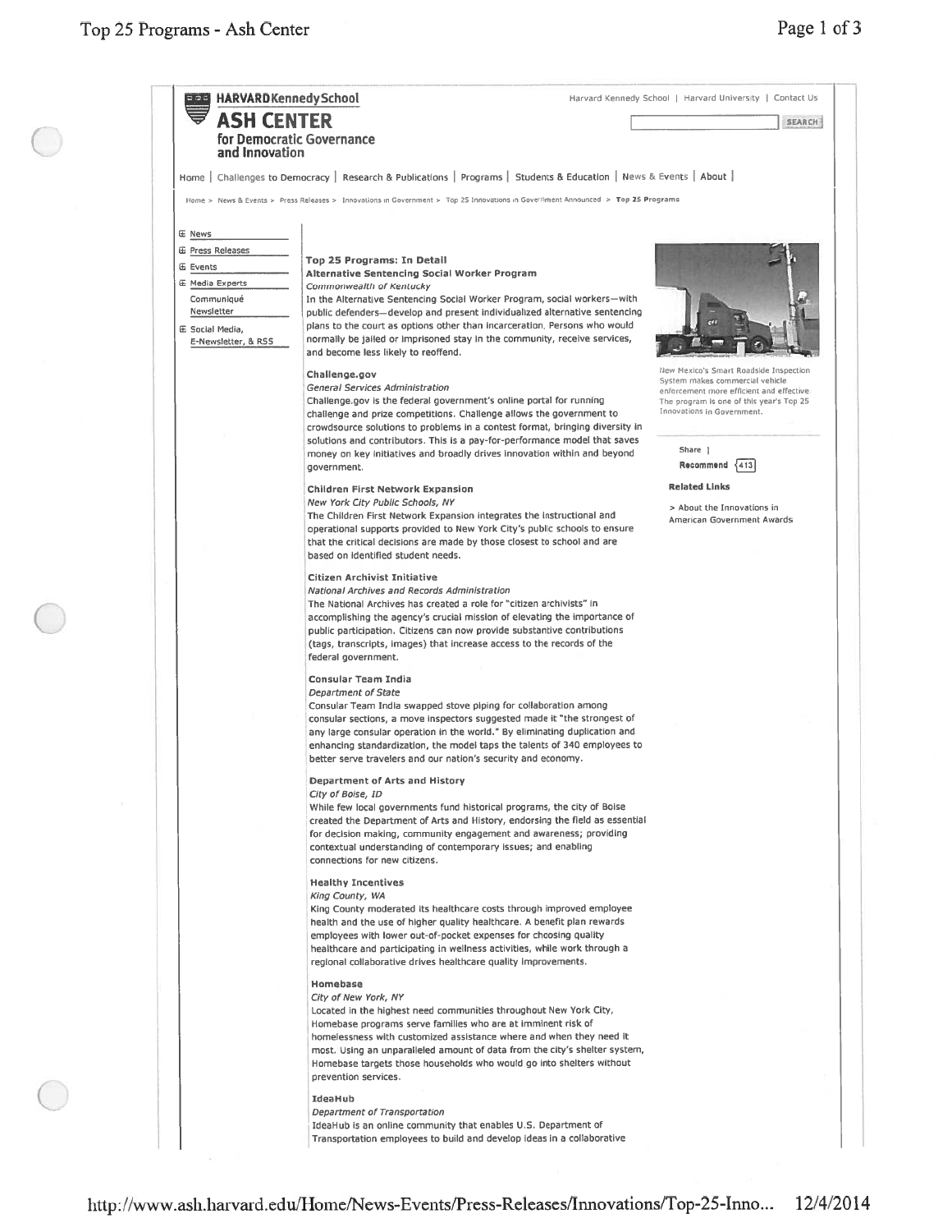Harvard Kennedy School | Harvard University | Contact Us

**HARVARD Kennedy School**
**ASH CENTER**
**for Democratic Governance and Innovation**

Home | Challenges to Democracy | Research & Publications | Programs | Students & Education | News & Events | About |

Home > News & Events > Press Releases > Innovations in Government > Top 25 Innovations in Government Announced > **Top 25 Programs**

- News
- Press Releases
- Events
- Media Experts
- Communiqué Newsletter
- Social Media, E-Newsletter, & RSS

## Top 25 Programs: In Detail

### Alternative Sentencing Social Worker Program

*Commonwealth of Kentucky*

In the Alternative Sentencing Social Worker Program, social workers—with public defenders—develop and present individualized alternative sentencing plans to the court as options other than incarceration. Persons who would normally be jailed or imprisoned stay in the community, receive services, and become less likely to reoffend.

### Challenge.gov

*General Services Administration*

Challenge.gov is the federal government's online portal for running challenge and prize competitions. Challenge allows the government to crowdsource solutions to problems in a contest format, bringing diversity in solutions and contributors. This is a pay-for-performance model that saves money on key initiatives and broadly drives innovation within and beyond government.

### Children First Network Expansion

*New York City Public Schools, NY*

The Children First Network Expansion integrates the instructional and operational supports provided to New York City's public schools to ensure that the critical decisions are made by those closest to school and are based on identified student needs.

### Citizen Archivist Initiative

*National Archives and Records Administration*

The National Archives has created a role for "citizen archivists" in accomplishing the agency's crucial mission of elevating the importance of public participation. Citizens can now provide substantive contributions (tags, transcripts, images) that increase access to the records of the federal government.

### Consular Team India

*Department of State*

Consular Team India swapped stove piping for collaboration among consular sections, a move inspectors suggested made it "the strongest of any large consular operation in the world." By eliminating duplication and enhancing standardization, the model taps the talents of 340 employees to better serve travelers and our nation's security and economy.

### Department of Arts and History

*City of Boise, ID*

While few local governments fund historical programs, the city of Boise created the Department of Arts and History, endorsing the field as essential for decision making, community engagement and awareness; providing contextual understanding of contemporary issues; and enabling connections for new citizens.

### Healthy Incentives

*King County, WA*

King County moderated its healthcare costs through improved employee health and the use of higher quality healthcare. A benefit plan rewards employees with lower out-of-pocket expenses for choosing quality healthcare and participating in wellness activities, while work through a regional collaborative drives healthcare quality improvements.

### Homebase

*City of New York, NY*

Located in the highest need communities throughout New York City, Homebase programs serve families who are at imminent risk of homelessness with customized assistance where and when they need it most. Using an unparalleled amount of data from the city's shelter system, Homebase targets those households who would go into shelters without prevention services.

### IdeaHub

*Department of Transportation*

IdeaHub is an online community that enables U.S. Department of Transportation employees to build and develop ideas in a collaborative

New Mexico's Smart Roadside Inspection System makes commercial vehicle enforcement more efficient and effective. The program is one of this year's Top 25 Innovations in Government.

Share | Recommend 413

**Related Links**

> About the Innovations in American Government Awards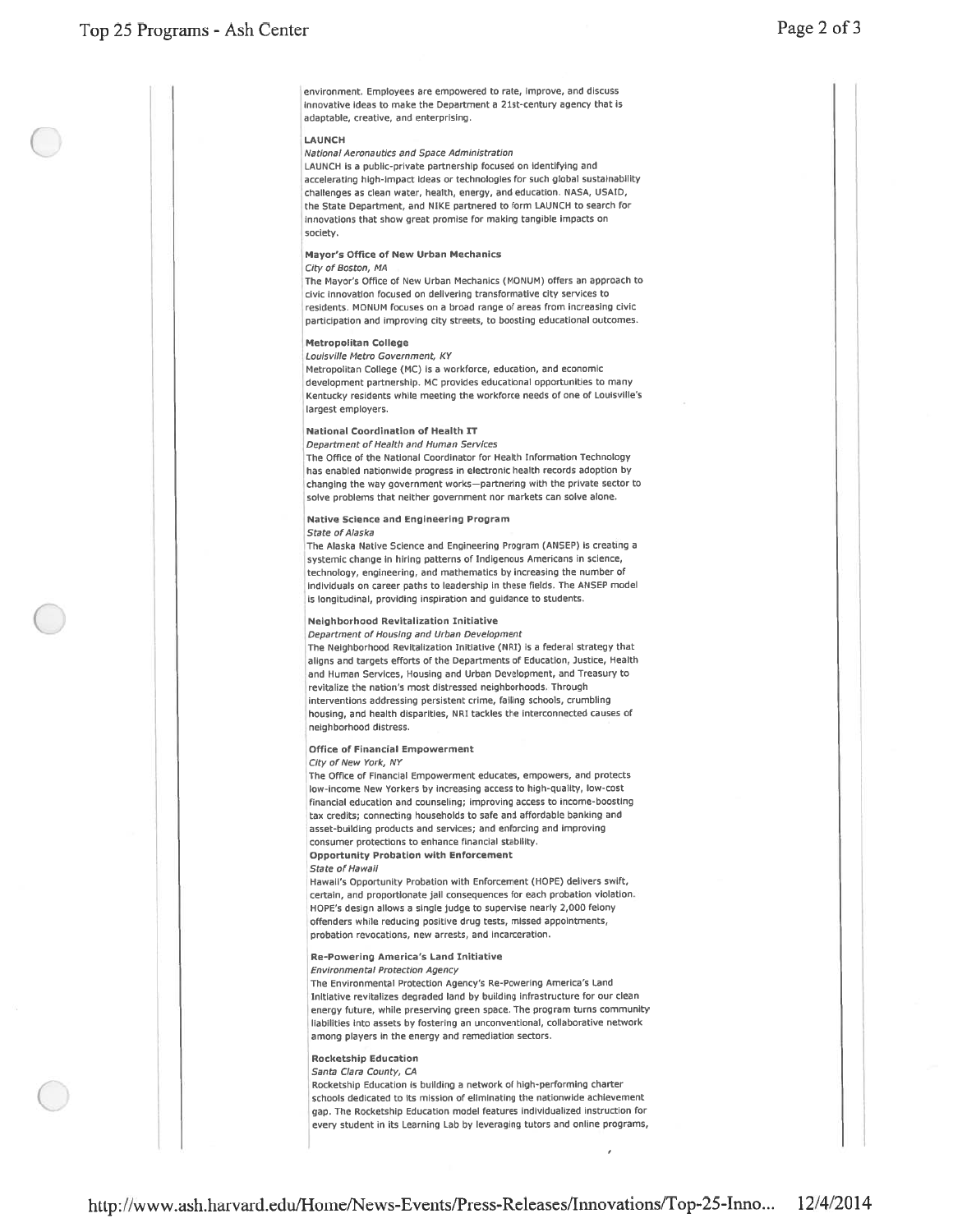environment. Employees are empowered to rate, improve, and discuss innovative ideas to make the Department a 21st-century agency that is adaptable, creative, and enterprising.

**LAUNCH**

*National Aeronautics and Space Administration*

LAUNCH is a public-private partnership focused on identifying and accelerating high-impact ideas or technologies for such global sustainability challenges as clean water, health, energy, and education. NASA, USAID, the State Department, and NIKE partnered to form LAUNCH to search for innovations that show great promise for making tangible impacts on society.

**Mayor's Office of New Urban Mechanics**

*City of Boston, MA*

The Mayor's Office of New Urban Mechanics (MONUM) offers an approach to civic innovation focused on delivering transformative city services to residents. MONUM focuses on a broad range of areas from increasing civic participation and improving city streets, to boosting educational outcomes.

**Metropolitan College**

*Louisville Metro Government, KY*

Metropolitan College (MC) is a workforce, education, and economic development partnership. MC provides educational opportunities to many Kentucky residents while meeting the workforce needs of one of Louisville's largest employers.

**National Coordination of Health IT**

*Department of Health and Human Services*

The Office of the National Coordinator for Health Information Technology has enabled nationwide progress in electronic health records adoption by changing the way government works—partnering with the private sector to solve problems that neither government nor markets can solve alone.

**Native Science and Engineering Program**

*State of Alaska*

The Alaska Native Science and Engineering Program (ANSEP) is creating a systemic change in hiring patterns of Indigenous Americans in science, technology, engineering, and mathematics by increasing the number of individuals on career paths to leadership in these fields. The ANSEP model is longitudinal, providing inspiration and guidance to students.

**Neighborhood Revitalization Initiative**

*Department of Housing and Urban Development*

The Neighborhood Revitalization Initiative (NRI) is a federal strategy that aligns and targets efforts of the Departments of Education, Justice, Health and Human Services, Housing and Urban Development, and Treasury to revitalize the nation's most distressed neighborhoods. Through interventions addressing persistent crime, failing schools, crumbling housing, and health disparities, NRI tackles the interconnected causes of neighborhood distress.

**Office of Financial Empowerment**

*City of New York, NY*

The Office of Financial Empowerment educates, empowers, and protects low-income New Yorkers by increasing access to high-quality, low-cost financial education and counseling; improving access to income-boosting tax credits; connecting households to safe and affordable banking and asset-building products and services; and enforcing and improving consumer protections to enhance financial stability.

**Opportunity Probation with Enforcement**

*State of Hawaii*

Hawaii's Opportunity Probation with Enforcement (HOPE) delivers swift, certain, and proportionate jail consequences for each probation violation. HOPE's design allows a single judge to supervise nearly 2,000 felony offenders while reducing positive drug tests, missed appointments, probation revocations, new arrests, and incarceration.

**Re-Powering America's Land Initiative**

*Environmental Protection Agency*

The Environmental Protection Agency's Re-Powering America's Land Initiative revitalizes degraded land by building infrastructure for our clean energy future, while preserving green space. The program turns community liabilities into assets by fostering an unconventional, collaborative network among players in the energy and remediation sectors.

**Rocketship Education**

*Santa Clara County, CA*

Rocketship Education is building a network of high-performing charter schools dedicated to its mission of eliminating the nationwide achievement gap. The Rocketship Education model features individualized instruction for every student in its Learning Lab by leveraging tutors and online programs,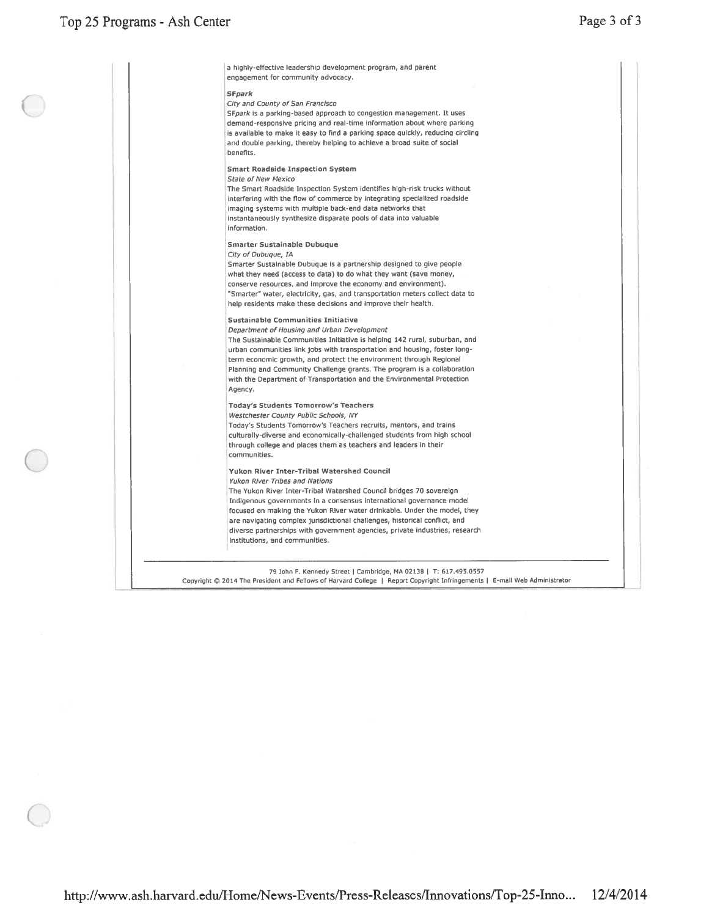a highly-effective leadership development program, and parent engagement for community advocacy.

**SF*park***
*City and County of San Francisco*
SF*park* is a parking-based approach to congestion management. It uses demand-responsive pricing and real-time information about where parking is available to make it easy to find a parking space quickly, reducing circling and double parking, thereby helping to achieve a broad suite of social benefits.

**Smart Roadside Inspection System**
*State of New Mexico*
The Smart Roadside Inspection System identifies high-risk trucks without interfering with the flow of commerce by integrating specialized roadside imaging systems with multiple back-end data networks that instantaneously synthesize disparate pools of data into valuable information.

**Smarter Sustainable Dubuque**
*City of Dubuque, IA*
Smarter Sustainable Dubuque is a partnership designed to give people what they need (access to data) to do what they want (save money, conserve resources, and improve the economy and environment). "Smarter" water, electricity, gas, and transportation meters collect data to help residents make these decisions and improve their health.

**Sustainable Communities Initiative**
*Department of Housing and Urban Development*
The Sustainable Communities Initiative is helping 142 rural, suburban, and urban communities link jobs with transportation and housing, foster long-term economic growth, and protect the environment through Regional Planning and Community Challenge grants. The program is a collaboration with the Department of Transportation and the Environmental Protection Agency.

**Today's Students Tomorrow's Teachers**
*Westchester County Public Schools, NY*
Today's Students Tomorrow's Teachers recruits, mentors, and trains culturally-diverse and economically-challenged students from high school through college and places them as teachers and leaders in their communities.

**Yukon River Inter-Tribal Watershed Council**
*Yukon River Tribes and Nations*
The Yukon River Inter-Tribal Watershed Council bridges 70 sovereign Indigenous governments in a consensus international governance model focused on making the Yukon River water drinkable. Under the model, they are navigating complex jurisdictional challenges, historical conflict, and diverse partnerships with government agencies, private industries, research institutions, and communities.

79 John F. Kennedy Street | Cambridge, MA 02138 | T: 617.495.0557
Copyright © 2014 The President and Fellows of Harvard College | Report Copyright Infringements | E-mail Web Administrator